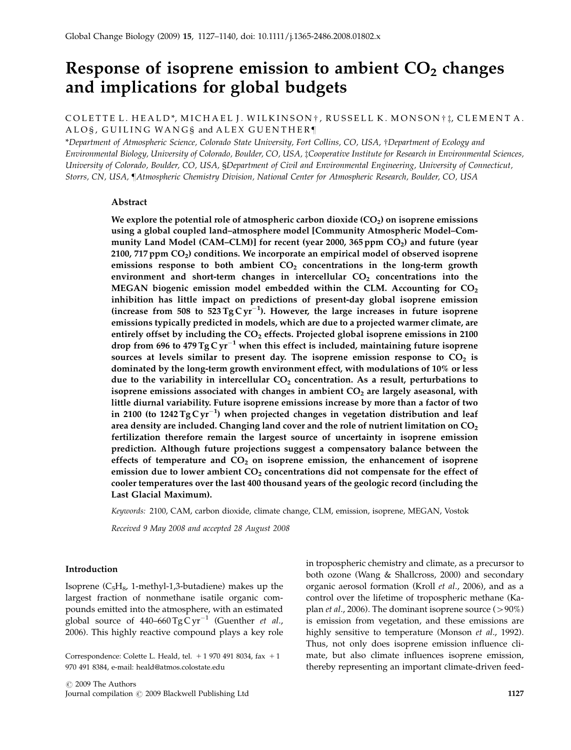# Response of isoprene emission to ambient $CO_2$ changes and implications for global budgets

COLETTE L. HEALD*, MICHAEL J. WILKINSON†, RUSSELL K. MONSON†‡, CLEMENT A. ALO§, GUILING WANG§ and ALEX GUENTHER¶

*Department of Atmospheric Science, Colorado State University, Fort Collins, CO, USA, †Department of Ecology and Environmental Biology, University of Colorado, Boulder, CO, USA, ‡Cooperative Institute for Research in Environmental Sciences, University of Colorado, Boulder, CO, USA, §Department of Civil and Environmental Engineering, University of Connecticut, Storrs, CN, USA, ¶Atmospheric Chemistry Division, National Center for Atmospheric Research, Boulder, CO, USA

## Abstract

**We explore the potential role of atmospheric carbon dioxide ($CO_2$) on isoprene emissions using a global coupled land–atmosphere model [Community Atmospheric Model–Community Land Model (CAM–CLM)] for recent (year 2000, 365 ppm $CO_2$) and future (year 2100, 717 ppm $CO_2$) conditions. We incorporate an empirical model of observed isoprene emissions response to both ambient $CO_2$ concentrations in the long-term growth environment and short-term changes in intercellular $CO_2$ concentrations into the MEGAN biogenic emission model embedded within the CLM. Accounting for $CO_2$ inhibition has little impact on predictions of present-day global isoprene emission (increase from 508 to 523 Tg C yr$^{-1}$). However, the large increases in future isoprene emissions typically predicted in models, which are due to a projected warmer climate, are entirely offset by including the $CO_2$ effects. Projected global isoprene emissions in 2100 drop from 696 to 479 Tg C yr$^{-1}$ when this effect is included, maintaining future isoprene sources at levels similar to present day. The isoprene emission response to $CO_2$ is dominated by the long-term growth environment effect, with modulations of 10% or less due to the variability in intercellular $CO_2$ concentration. As a result, perturbations to isoprene emissions associated with changes in ambient $CO_2$ are largely aseasonal, with little diurnal variability. Future isoprene emissions increase by more than a factor of two in 2100 (to 1242 Tg C yr$^{-1}$) when projected changes in vegetation distribution and leaf area density are included. Changing land cover and the role of nutrient limitation on $CO_2$ fertilization therefore remain the largest source of uncertainty in isoprene emission prediction. Although future projections suggest a compensatory balance between the effects of temperature and $CO_2$ on isoprene emission, the enhancement of isoprene emission due to lower ambient $CO_2$ concentrations did not compensate for the effect of cooler temperatures over the last 400 thousand years of the geologic record (including the Last Glacial Maximum).**

*Keywords:* 2100, CAM, carbon dioxide, climate change, CLM, emission, isoprene, MEGAN, Vostok

*Received 9 May 2008 and accepted 28 August 2008*

## Introduction

Isoprene ($C_5H_8$, 1-methyl-1,3-butadiene) makes up the largest fraction of nonmethane isatile organic compounds emitted into the atmosphere, with an estimated global source of 440–660 Tg C yr$^{-1}$ (Guenther *et al.*, 2006). This highly reactive compound plays a key role in tropospheric chemistry and climate, as a precursor to both ozone (Wang & Shallcross, 2000) and secondary organic aerosol formation (Kroll *et al.*, 2006), and as a control over the lifetime of tropospheric methane (Kaplan *et al.*, 2006). The dominant isoprene source (>90%) is emission from vegetation, and these emissions are highly sensitive to temperature (Monson *et al.*, 1992). Thus, not only does isoprene emission influence climate, but also climate influences isoprene emission, thereby representing an important climate-driven feed-

Correspondence: Colette L. Heald, tel. +1 970 491 8034, fax +1 970 491 8384, e-mail: heald@atmos.colostate.edu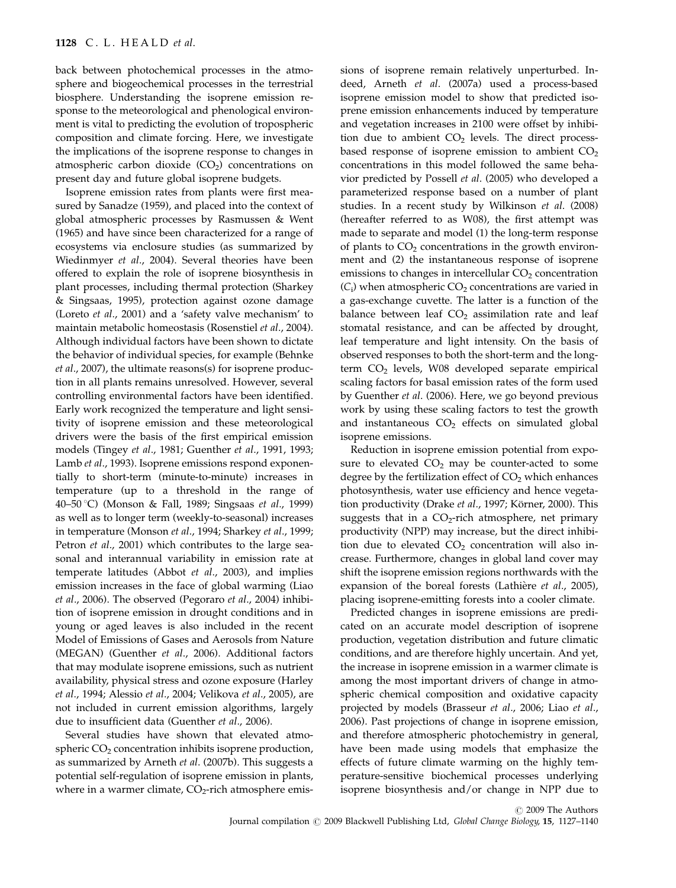back between photochemical processes in the atmosphere and biogeochemical processes in the terrestrial biosphere. Understanding the isoprene emission response to the meteorological and phenological environment is vital to predicting the evolution of tropospheric composition and climate forcing. Here, we investigate the implications of the isoprene response to changes in atmospheric carbon dioxide ($CO_2$) concentrations on present day and future global isoprene budgets.

Isoprene emission rates from plants were first measured by Sanadze (1959), and placed into the context of global atmospheric processes by Rasmussen & Went (1965) and have since been characterized for a range of ecosystems via enclosure studies (as summarized by Wiedinmyer *et al*., 2004). Several theories have been offered to explain the role of isoprene biosynthesis in plant processes, including thermal protection (Sharkey & Singsaas, 1995), protection against ozone damage (Loreto *et al*., 2001) and a 'safety valve mechanism' to maintain metabolic homeostasis (Rosenstiel *et al*., 2004). Although individual factors have been shown to dictate the behavior of individual species, for example (Behnke *et al*., 2007), the ultimate reasons(s) for isoprene production in all plants remains unresolved. However, several controlling environmental factors have been identified. Early work recognized the temperature and light sensitivity of isoprene emission and these meteorological drivers were the basis of the first empirical emission models (Tingey *et al*., 1981; Guenther *et al*., 1991, 1993; Lamb *et al*., 1993). Isoprene emissions respond exponentially to short-term (minute-to-minute) increases in temperature (up to a threshold in the range of 40–50 °C) (Monson & Fall, 1989; Singsaas *et al*., 1999) as well as to longer term (weekly-to-seasonal) increases in temperature (Monson *et al*., 1994; Sharkey *et al*., 1999; Petron *et al*., 2001) which contributes to the large seasonal and interannual variability in emission rate at temperate latitudes (Abbot *et al*., 2003), and implies emission increases in the face of global warming (Liao *et al*., 2006). The observed (Pegoraro *et al*., 2004) inhibition of isoprene emission in drought conditions and in young or aged leaves is also included in the recent Model of Emissions of Gases and Aerosols from Nature (MEGAN) (Guenther *et al*., 2006). Additional factors that may modulate isoprene emissions, such as nutrient availability, physical stress and ozone exposure (Harley *et al*., 1994; Alessio *et al*., 2004; Velikova *et al*., 2005), are not included in current emission algorithms, largely due to insufficient data (Guenther *et al*., 2006).

Several studies have shown that elevated atmospheric $CO_2$ concentration inhibits isoprene production, as summarized by Arneth *et al*. (2007b). This suggests a potential self-regulation of isoprene emission in plants, where in a warmer climate, $CO_2$-rich atmosphere emissions of isoprene remain relatively unperturbed. Indeed, Arneth *et al*. (2007a) used a process-based isoprene emission model to show that predicted isoprene emission enhancements induced by temperature and vegetation increases in 2100 were offset by inhibition due to ambient $CO_2$ levels. The direct process-based response of isoprene emission to ambient $CO_2$ concentrations in this model followed the same behavior predicted by Possell *et al*. (2005) who developed a parameterized response based on a number of plant studies. In a recent study by Wilkinson *et al*. (2008) (hereafter referred to as W08), the first attempt was made to separate and model (1) the long-term response of plants to $CO_2$ concentrations in the growth environment and (2) the instantaneous response of isoprene emissions to changes in intercellular $CO_2$ concentration ($C_i$) when atmospheric $CO_2$ concentrations are varied in a gas-exchange cuvette. The latter is a function of the balance between leaf $CO_2$ assimilation rate and leaf stomatal resistance, and can be affected by drought, leaf temperature and light intensity. On the basis of observed responses to both the short-term and the long-term $CO_2$ levels, W08 developed separate empirical scaling factors for basal emission rates of the form used by Guenther *et al*. (2006). Here, we go beyond previous work by using these scaling factors to test the growth and instantaneous $CO_2$ effects on simulated global isoprene emissions.

Reduction in isoprene emission potential from exposure to elevated $CO_2$ may be counter-acted to some degree by the fertilization effect of $CO_2$ which enhances photosynthesis, water use efficiency and hence vegetation productivity (Drake *et al*., 1997; Körner, 2000). This suggests that in a $CO_2$-rich atmosphere, net primary productivity (NPP) may increase, but the direct inhibition due to elevated $CO_2$ concentration will also increase. Furthermore, changes in global land cover may shift the isoprene emission regions northwards with the expansion of the boreal forests (Lathière *et al*., 2005), placing isoprene-emitting forests into a cooler climate.

Predicted changes in isoprene emissions are predicated on an accurate model description of isoprene production, vegetation distribution and future climatic conditions, and are therefore highly uncertain. And yet, the increase in isoprene emission in a warmer climate is among the most important drivers of change in atmospheric chemical composition and oxidative capacity projected by models (Brasseur *et al*., 2006; Liao *et al*., 2006). Past projections of change in isoprene emission, and therefore atmospheric photochemistry in general, have been made using models that emphasize the effects of future climate warming on the highly temperature-sensitive biochemical processes underlying isoprene biosynthesis and/or change in NPP due to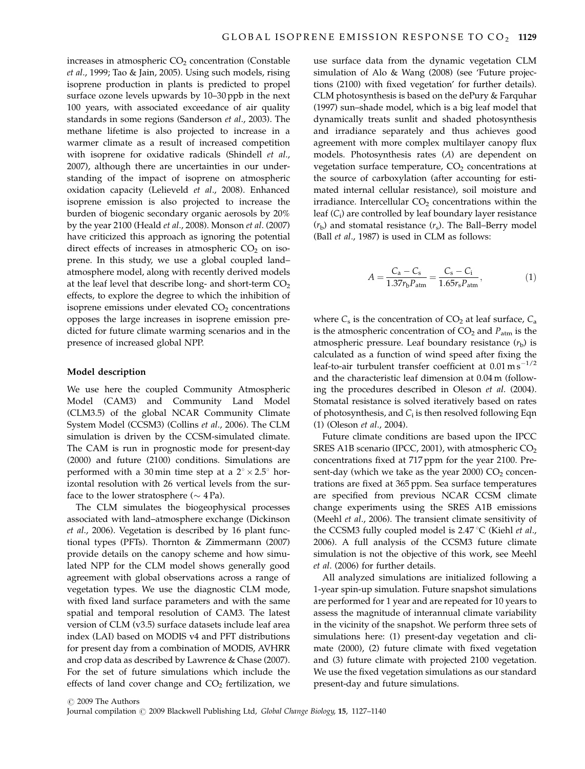increases in atmospheric $CO_2$ concentration (Constable *et al*., 1999; Tao & Jain, 2005). Using such models, rising isoprene production in plants is predicted to propel surface ozone levels upwards by 10–30 ppb in the next 100 years, with associated exceedance of air quality standards in some regions (Sanderson *et al*., 2003). The methane lifetime is also projected to increase in a warmer climate as a result of increased competition with isoprene for oxidative radicals (Shindell *et al*., 2007), although there are uncertainties in our understanding of the impact of isoprene on atmospheric oxidation capacity (Lelieveld *et al*., 2008). Enhanced isoprene emission is also projected to increase the burden of biogenic secondary organic aerosols by 20% by the year 2100 (Heald *et al*., 2008). Monson *et al*. (2007) have criticized this approach as ignoring the potential direct effects of increases in atmospheric $CO_2$ on isoprene. In this study, we use a global coupled land–atmosphere model, along with recently derived models at the leaf level that describe long- and short-term $CO_2$ effects, to explore the degree to which the inhibition of isoprene emissions under elevated $CO_2$ concentrations opposes the large increases in isoprene emission predicted for future climate warming scenarios and in the presence of increased global NPP.

## Model description

We use here the coupled Community Atmospheric Model (CAM3) and Community Land Model (CLM3.5) of the global NCAR Community Climate System Model (CCSM3) (Collins *et al*., 2006). The CLM simulation is driven by the CCSM-simulated climate. The CAM is run in prognostic mode for present-day (2000) and future (2100) conditions. Simulations are performed with a 30 min time step at a $2^\circ \times 2.5^\circ$ horizontal resolution with 26 vertical levels from the surface to the lower stratosphere ($\sim$ 4 Pa).

The CLM simulates the biogeophysical processes associated with land–atmosphere exchange (Dickinson *et al*., 2006). Vegetation is described by 16 plant functional types (PFTs). Thornton & Zimmermann (2007) provide details on the canopy scheme and how simulated NPP for the CLM model shows generally good agreement with global observations across a range of vegetation types. We use the diagnostic CLM mode, with fixed land surface parameters and with the same spatial and temporal resolution of CAM3. The latest version of CLM (v3.5) surface datasets include leaf area index (LAI) based on MODIS v4 and PFT distributions for present day from a combination of MODIS, AVHRR and crop data as described by Lawrence & Chase (2007). For the set of future simulations which include the effects of land cover change and $CO_2$ fertilization, we use surface data from the dynamic vegetation CLM simulation of Alo & Wang (2008) (see 'Future projections (2100) with fixed vegetation' for further details). CLM photosynthesis is based on the dePury & Farquhar (1997) sun–shade model, which is a big leaf model that dynamically treats sunlit and shaded photosynthesis and irradiance separately and thus achieves good agreement with more complex multilayer canopy flux models. Photosynthesis rates ($A$) are dependent on vegetation surface temperature, $CO_2$ concentrations at the source of carboxylation (after accounting for estimated internal cellular resistance), soil moisture and irradiance. Intercellular $CO_2$ concentrations within the leaf ($C_i$) are controlled by leaf boundary layer resistance ($r_b$) and stomatal resistance ($r_s$). The Ball–Berry model (Ball *et al*., 1987) is used in CLM as follows:

$$A = \frac{C_a - C_s}{1.37 r_b P_{atm}} = \frac{C_s - C_i}{1.65 r_s P_{atm}}, \tag{1}$$

where $C_s$ is the concentration of $CO_2$ at leaf surface, $C_a$ is the atmospheric concentration of $CO_2$ and $P_{atm}$ is the atmospheric pressure. Leaf boundary resistance ($r_b$) is calculated as a function of wind speed after fixing the leaf-to-air turbulent transfer coefficient at $0.01\,\mathrm{m\,s^{-1/2}}$ and the characteristic leaf dimension at 0.04 m (following the procedures described in Oleson *et al*. (2004). Stomatal resistance is solved iteratively based on rates of photosynthesis, and $C_i$ is then resolved following Eqn (1) (Oleson *et al*., 2004).

Future climate conditions are based upon the IPCC SRES A1B scenario (IPCC, 2001), with atmospheric $CO_2$ concentrations fixed at 717 ppm for the year 2100. Present-day (which we take as the year 2000) $CO_2$ concentrations are fixed at 365 ppm. Sea surface temperatures are specified from previous NCAR CCSM climate change experiments using the SRES A1B emissions (Meehl *et al*., 2006). The transient climate sensitivity of the CCSM3 fully coupled model is 2.47 °C (Kiehl *et al*., 2006). A full analysis of the CCSM3 future climate simulation is not the objective of this work, see Meehl *et al*. (2006) for further details.

All analyzed simulations are initialized following a 1-year spin-up simulation. Future snapshot simulations are performed for 1 year and are repeated for 10 years to assess the magnitude of interannual climate variability in the vicinity of the snapshot. We perform three sets of simulations here: (1) present-day vegetation and climate (2000), (2) future climate with fixed vegetation and (3) future climate with projected 2100 vegetation. We use the fixed vegetation simulations as our standard present-day and future simulations.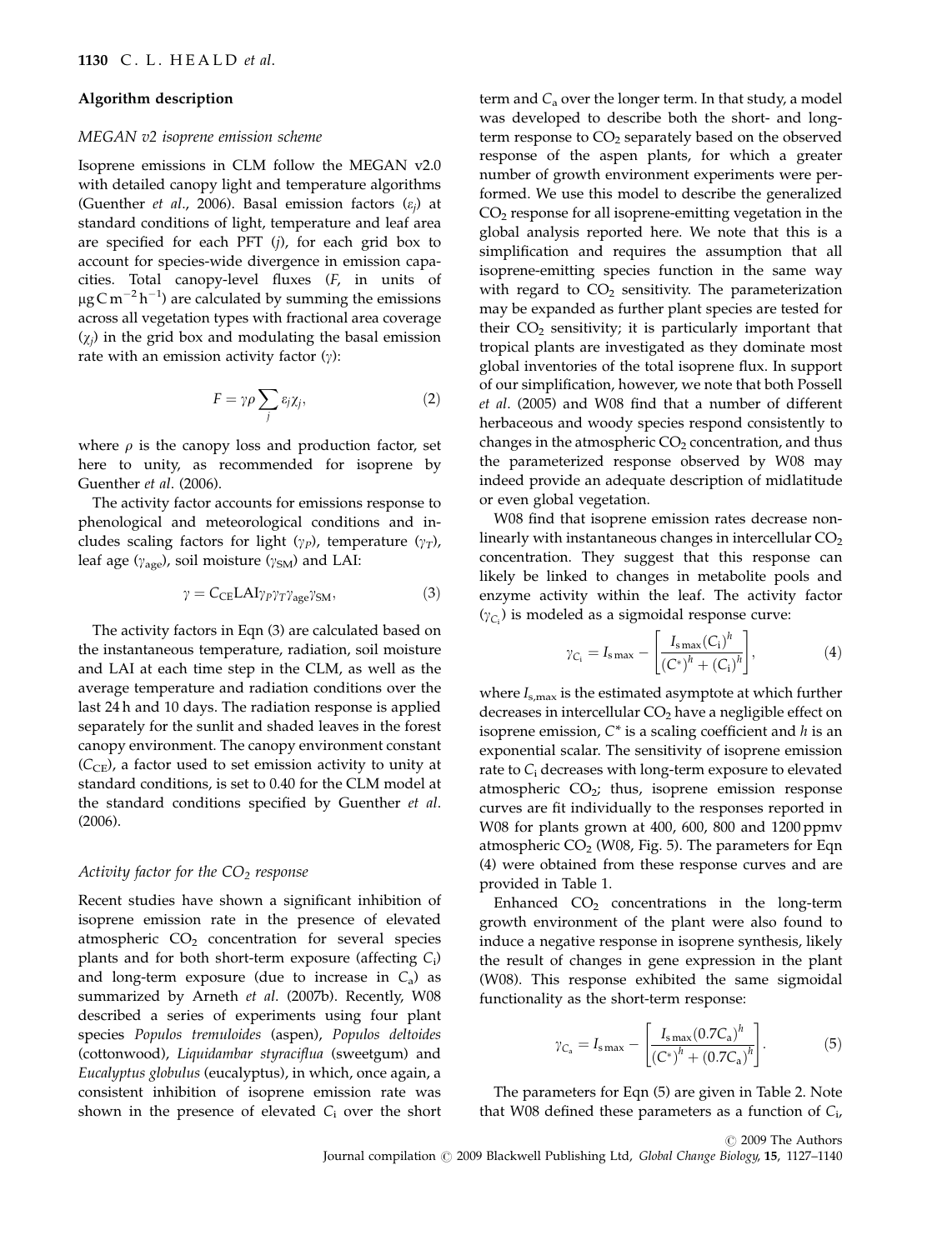## Algorithm description

### MEGAN v2 isoprene emission scheme

Isoprene emissions in CLM follow the MEGAN v2.0 with detailed canopy light and temperature algorithms (Guenther *et al*., 2006). Basal emission factors ($\varepsilon_j$) at standard conditions of light, temperature and leaf area are specified for each PFT ($j$), for each grid box to account for species-wide divergence in emission capacities. Total canopy-level fluxes ($F$, in units of $\mu g\,C\,m^{-2}\,h^{-1}$) are calculated by summing the emissions across all vegetation types with fractional area coverage ($\chi_j$) in the grid box and modulating the basal emission rate with an emission activity factor ($\gamma$):

$$F = \gamma \rho \sum_j \varepsilon_j \chi_j, \tag{2}$$

where $\rho$ is the canopy loss and production factor, set here to unity, as recommended for isoprene by Guenther *et al*. (2006).

The activity factor accounts for emissions response to phenological and meteorological conditions and includes scaling factors for light ($\gamma_P$), temperature ($\gamma_T$), leaf age ($\gamma_{age}$), soil moisture ($\gamma_{SM}$) and LAI:

$$\gamma = C_{CE} \mathrm{LAI} \gamma_P \gamma_T \gamma_{age} \gamma_{SM}, \tag{3}$$

The activity factors in Eqn (3) are calculated based on the instantaneous temperature, radiation, soil moisture and LAI at each time step in the CLM, as well as the average temperature and radiation conditions over the last 24 h and 10 days. The radiation response is applied separately for the sunlit and shaded leaves in the forest canopy environment. The canopy environment constant ($C_{CE}$), a factor used to set emission activity to unity at standard conditions, is set to 0.40 for the CLM model at the standard conditions specified by Guenther *et al*. (2006).

### Activity factor for the $CO_2$ response

Recent studies have shown a significant inhibition of isoprene emission rate in the presence of elevated atmospheric $CO_2$ concentration for several species plants and for both short-term exposure (affecting $C_i$) and long-term exposure (due to increase in $C_a$) as summarized by Arneth *et al*. (2007b). Recently, W08 described a series of experiments using four plant species *Populos tremuloides* (aspen), *Populos deltoides* (cottonwood), *Liquidambar styraciflua* (sweetgum) and *Eucalyptus globulus* (eucalyptus), in which, once again, a consistent inhibition of isoprene emission rate was shown in the presence of elevated $C_i$ over the short term and $C_a$ over the longer term. In that study, a model was developed to describe both the short- and long-term response to $CO_2$ separately based on the observed response of the aspen plants, for which a greater number of growth environment experiments were performed. We use this model to describe the generalized $CO_2$ response for all isoprene-emitting vegetation in the global analysis reported here. We note that this is a simplification and requires the assumption that all isoprene-emitting species function in the same way with regard to $CO_2$ sensitivity. The parameterization may be expanded as further plant species are tested for their $CO_2$ sensitivity; it is particularly important that tropical plants are investigated as they dominate most global inventories of the total isoprene flux. In support of our simplification, however, we note that both Possell *et al*. (2005) and W08 find that a number of different herbaceous and woody species respond consistently to changes in the atmospheric $CO_2$ concentration, and thus the parameterized response observed by W08 may indeed provide an adequate description of midlatitude or even global vegetation.

W08 find that isoprene emission rates decrease non-linearly with instantaneous changes in intercellular $CO_2$ concentration. They suggest that this response can likely be linked to changes in metabolite pools and enzyme activity within the leaf. The activity factor ($\gamma_{C_i}$) is modeled as a sigmoidal response curve:

$$\gamma_{C_i} = I_{s\,max} - \left[ \frac{I_{s\,max}(C_i)^h}{(C^*)^h + (C_i)^h} \right], \tag{4}$$

where $I_{s,max}$ is the estimated asymptote at which further decreases in intercellular $CO_2$ have a negligible effect on isoprene emission, $C^*$ is a scaling coefficient and $h$ is an exponential scalar. The sensitivity of isoprene emission rate to $C_i$ decreases with long-term exposure to elevated atmospheric $CO_2$; thus, isoprene emission response curves are fit individually to the responses reported in W08 for plants grown at 400, 600, 800 and 1200 ppmv atmospheric $CO_2$ (W08, Fig. 5). The parameters for Eqn (4) were obtained from these response curves and are provided in Table 1.

Enhanced $CO_2$ concentrations in the long-term growth environment of the plant were also found to induce a negative response in isoprene synthesis, likely the result of changes in gene expression in the plant (W08). This response exhibited the same sigmoidal functionality as the short-term response:

$$\gamma_{C_a} = I_{s\,max} - \left[ \frac{I_{s\,max}(0.7C_a)^h}{(C^*)^h + (0.7C_a)^h} \right]. \tag{5}$$

The parameters for Eqn (5) are given in Table 2. Note that W08 defined these parameters as a function of $C_i$,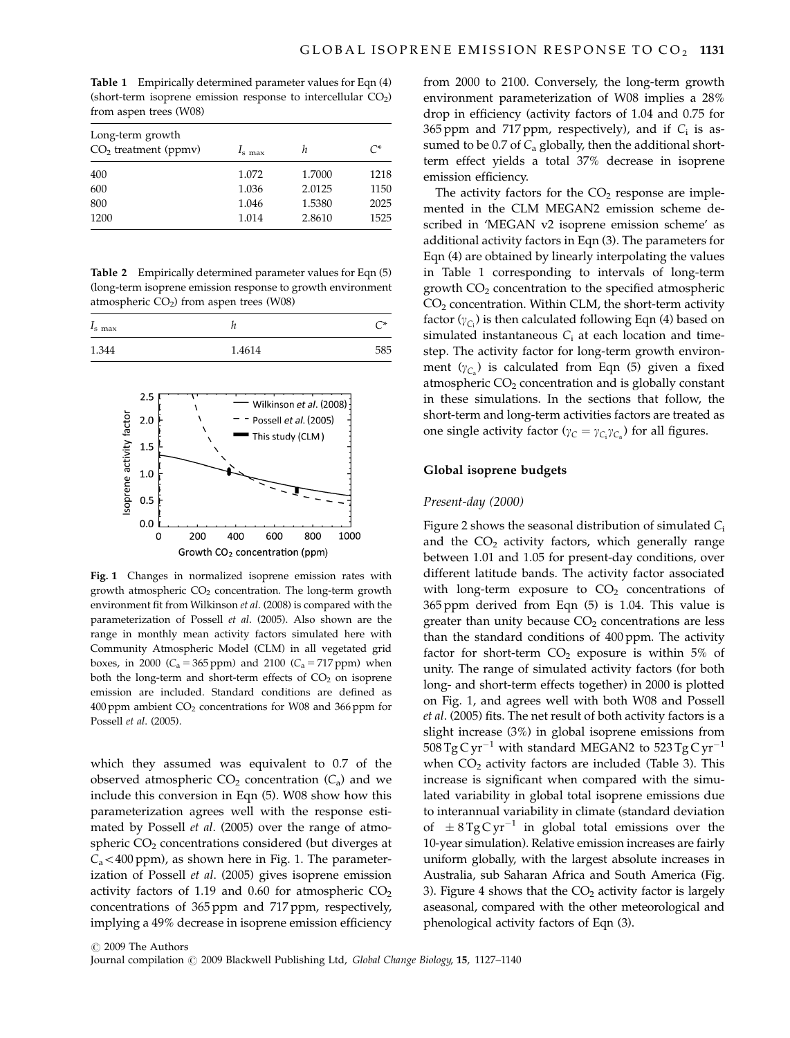**Table 1** Empirically determined parameter values for Eqn (4) (short-term isoprene emission response to intercellular $CO_2$) from aspen trees (W08)

| Long-term growth $CO_2$ treatment (ppmv) | $I_{s\ max}$ | $h$ | $C^*$ |
|---|---|---|---|
| 400 | 1.072 | 1.7000 | 1218 |
| 600 | 1.036 | 2.0125 | 1150 |
| 800 | 1.046 | 1.5380 | 2025 |
| 1200 | 1.014 | 2.8610 | 1525 |

**Table 2** Empirically determined parameter values for Eqn (5) (long-term isoprene emission response to growth environment atmospheric $CO_2$) from aspen trees (W08)

| $I_{s\ max}$ | $h$ | $C^*$ |
|---|---|---|
| 1.344 | 1.4614 | 585 |

**Fig. 1** Changes in normalized isoprene emission rates with growth atmospheric $CO_2$ concentration. The long-term growth environment fit from Wilkinson *et al.* (2008) is compared with the parameterization of Possell *et al.* (2005). Also shown are the range in monthly mean activity factors simulated here with Community Atmospheric Model (CLM) in all vegetated grid boxes, in 2000 ($C_a$ = 365 ppm) and 2100 ($C_a$ = 717 ppm) when both the long-term and short-term effects of $CO_2$ on isoprene emission are included. Standard conditions are defined as 400 ppm ambient $CO_2$ concentrations for W08 and 366 ppm for Possell *et al.* (2005).

which they assumed was equivalent to 0.7 of the observed atmospheric $CO_2$ concentration ($C_a$) and we include this conversion in Eqn (5). W08 show how this parameterization agrees well with the response estimated by Possell *et al.* (2005) over the range of atmospheric $CO_2$ concentrations considered (but diverges at $C_a$ < 400 ppm), as shown here in Fig. 1. The parameterization of Possell *et al.* (2005) gives isoprene emission activity factors of 1.19 and 0.60 for atmospheric $CO_2$ concentrations of 365 ppm and 717 ppm, respectively, implying a 49% decrease in isoprene emission efficiency from 2000 to 2100. Conversely, the long-term growth environment parameterization of W08 implies a 28% drop in efficiency (activity factors of 1.04 and 0.75 for 365 ppm and 717 ppm, respectively), and if $C_i$ is assumed to be 0.7 of $C_a$ globally, then the additional short-term effect yields a total 37% decrease in isoprene emission efficiency.

The activity factors for the $CO_2$ response are implemented in the CLM MEGAN2 emission scheme described in 'MEGAN v2 isoprene emission scheme' as additional activity factors in Eqn (3). The parameters for Eqn (4) are obtained by linearly interpolating the values in Table 1 corresponding to intervals of long-term growth $CO_2$ concentration to the specified atmospheric $CO_2$ concentration. Within CLM, the short-term activity factor ($\gamma_{C_i}$) is then calculated following Eqn (4) based on simulated instantaneous $C_i$ at each location and timestep. The activity factor for long-term growth environment ($\gamma_{C_a}$) is calculated from Eqn (5) given a fixed atmospheric $CO_2$ concentration and is globally constant in these simulations. In the sections that follow, the short-term and long-term activities factors are treated as one single activity factor ($\gamma_C = \gamma_{C_i}\gamma_{C_a}$) for all figures.

## Global isoprene budgets

### *Present-day (2000)*

Figure 2 shows the seasonal distribution of simulated $C_i$ and the $CO_2$ activity factors, which generally range between 1.01 and 1.05 for present-day conditions, over different latitude bands. The activity factor associated with long-term exposure to $CO_2$ concentrations of 365 ppm derived from Eqn (5) is 1.04. This value is greater than unity because $CO_2$ concentrations are less than the standard conditions of 400 ppm. The activity factor for short-term $CO_2$ exposure is within 5% of unity. The range of simulated activity factors (for both long- and short-term effects together) in 2000 is plotted on Fig. 1, and agrees well with both W08 and Possell *et al.* (2005) fits. The net result of both activity factors is a slight increase (3%) in global isoprene emissions from 508 Tg C yr$^{-1}$ with standard MEGAN2 to 523 Tg C yr$^{-1}$ when $CO_2$ activity factors are included (Table 3). This increase is significant when compared with the simulated variability in global total isoprene emissions due to interannual variability in climate (standard deviation of $\pm$ 8 Tg C yr$^{-1}$ in global total emissions over the 10-year simulation). Relative emission increases are fairly uniform globally, with the largest absolute increases in Australia, sub Saharan Africa and South America (Fig. 3). Figure 4 shows that the $CO_2$ activity factor is largely aseasonal, compared with the other meteorological and phenological activity factors of Eqn (3).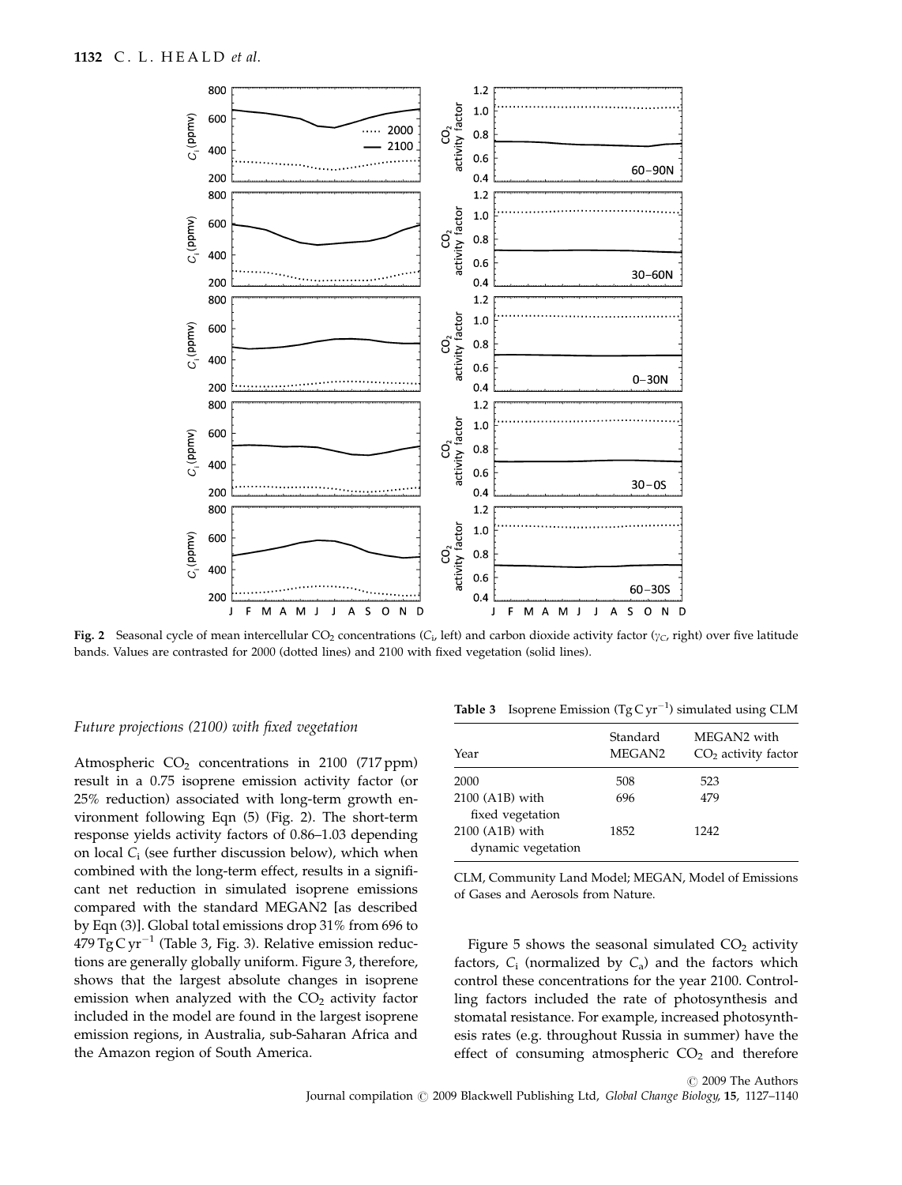**Fig. 2** Seasonal cycle of mean intercellular $CO_2$ concentrations ($C_i$, left) and carbon dioxide activity factor ($\gamma_C$, right) over five latitude bands. Values are contrasted for 2000 (dotted lines) and 2100 with fixed vegetation (solid lines).

### *Future projections (2100) with fixed vegetation*

Atmospheric $CO_2$ concentrations in 2100 (717 ppm) result in a 0.75 isoprene emission activity factor (or 25% reduction) associated with long-term growth environment following Eqn (5) (Fig. 2). The short-term response yields activity factors of 0.86–1.03 depending on local $C_i$ (see further discussion below), which when combined with the long-term effect, results in a significant net reduction in simulated isoprene emissions compared with the standard MEGAN2 [as described by Eqn (3)]. Global total emissions drop 31% from 696 to 479 $\mathrm{Tg\,C\,yr^{-1}}$ (Table 3, Fig. 3). Relative emission reductions are generally globally uniform. Figure 3, therefore, shows that the largest absolute changes in isoprene emission when analyzed with the $CO_2$ activity factor included in the model are found in the largest isoprene emission regions, in Australia, sub-Saharan Africa and the Amazon region of South America.

**Table 3** Isoprene Emission ($\mathrm{Tg\,C\,yr^{-1}}$) simulated using CLM

| Year | Standard MEGAN2 | MEGAN2 with $CO_2$ activity factor |
|---|---|---|
| 2000 | 508 | 523 |
| 2100 (A1B) with fixed vegetation | 696 | 479 |
| 2100 (A1B) with dynamic vegetation | 1852 | 1242 |

CLM, Community Land Model; MEGAN, Model of Emissions of Gases and Aerosols from Nature.

Figure 5 shows the seasonal simulated $CO_2$ activity factors, $C_i$ (normalized by $C_a$) and the factors which control these concentrations for the year 2100. Controlling factors included the rate of photosynthesis and stomatal resistance. For example, increased photosynthesis rates (e.g. throughout Russia in summer) have the effect of consuming atmospheric $CO_2$ and therefore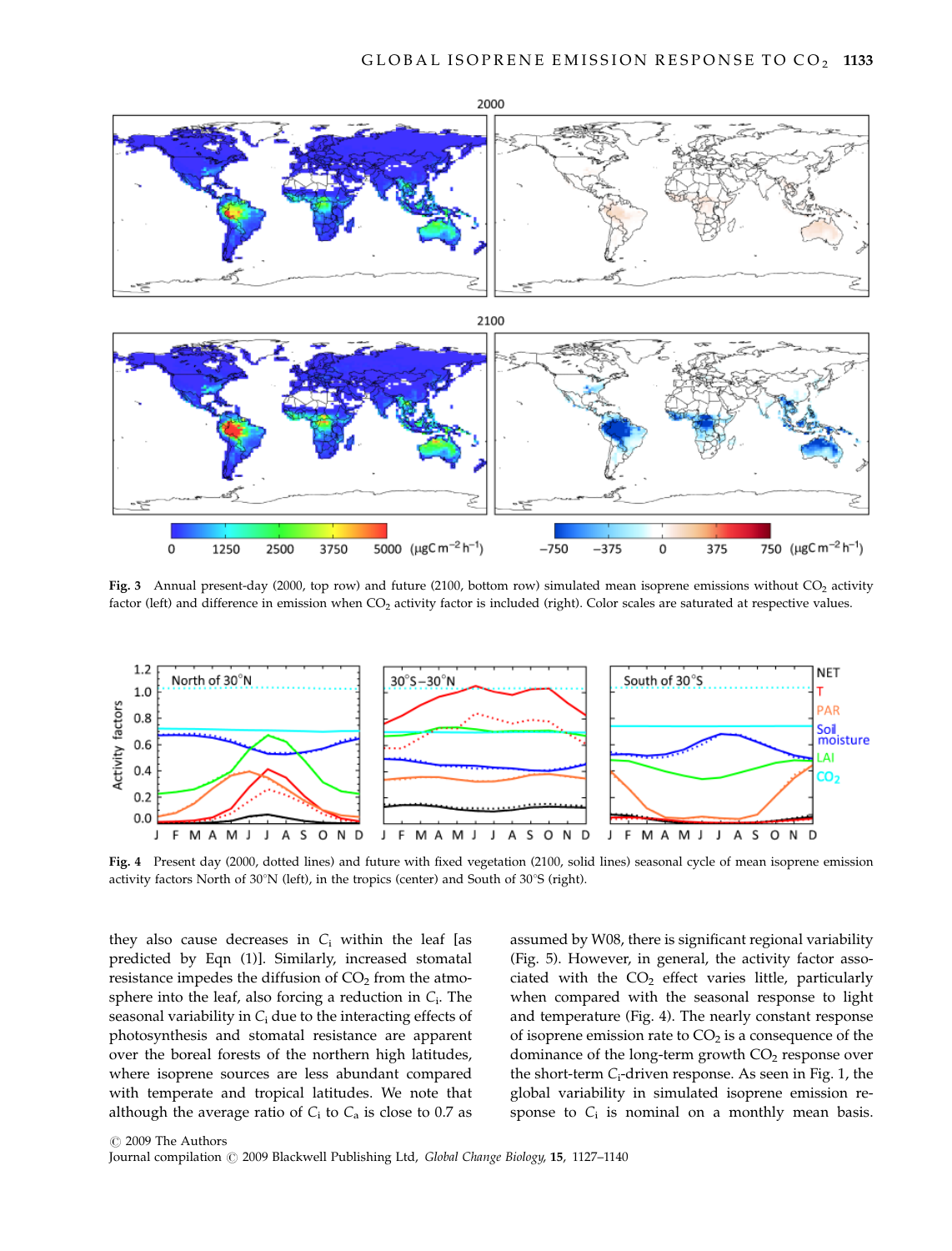**Fig. 3** Annual present-day (2000, top row) and future (2100, bottom row) simulated mean isoprene emissions without $CO_2$ activity factor (left) and difference in emission when $CO_2$ activity factor is included (right). Color scales are saturated at respective values.

**Fig. 4** Present day (2000, dotted lines) and future with fixed vegetation (2100, solid lines) seasonal cycle of mean isoprene emission activity factors North of 30°N (left), in the tropics (center) and South of 30°S (right).

they also cause decreases in $C_i$ within the leaf [as predicted by Eqn (1)]. Similarly, increased stomatal resistance impedes the diffusion of $CO_2$ from the atmosphere into the leaf, also forcing a reduction in $C_i$. The seasonal variability in $C_i$ due to the interacting effects of photosynthesis and stomatal resistance are apparent over the boreal forests of the northern high latitudes, where isoprene sources are less abundant compared with temperate and tropical latitudes. We note that although the average ratio of $C_i$ to $C_a$ is close to 0.7 as assumed by W08, there is significant regional variability (Fig. 5). However, in general, the activity factor associated with the $CO_2$ effect varies little, particularly when compared with the seasonal response to light and temperature (Fig. 4). The nearly constant response of isoprene emission rate to $CO_2$ is a consequence of the dominance of the long-term growth $CO_2$ response over the short-term $C_i$-driven response. As seen in Fig. 1, the global variability in simulated isoprene emission response to $C_i$ is nominal on a monthly mean basis.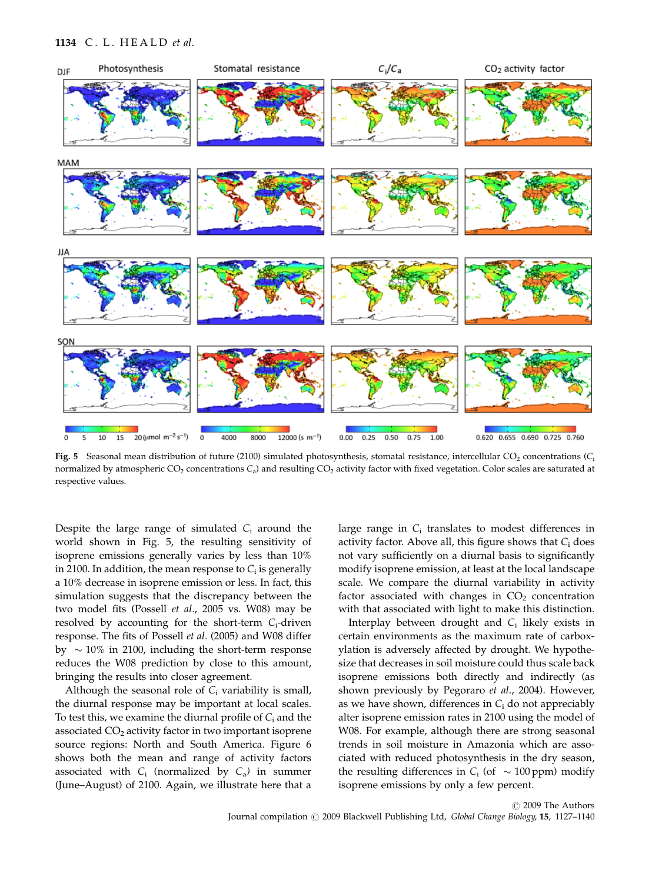Fig. 5 Seasonal mean distribution of future (2100) simulated photosynthesis, stomatal resistance, intercellular $CO_2$ concentrations ($C_i$ normalized by atmospheric $CO_2$ concentrations $C_a$) and resulting $CO_2$ activity factor with fixed vegetation. Color scales are saturated at respective values.

Despite the large range of simulated $C_i$ around the world shown in Fig. 5, the resulting sensitivity of isoprene emissions generally varies by less than 10% in 2100. In addition, the mean response to $C_i$ is generally a 10% decrease in isoprene emission or less. In fact, this simulation suggests that the discrepancy between the two model fits (Possell *et al.*, 2005 vs. W08) may be resolved by accounting for the short-term $C_i$-driven response. The fits of Possell *et al.* (2005) and W08 differ by ~10% in 2100, including the short-term response reduces the W08 prediction by close to this amount, bringing the results into closer agreement.

Although the seasonal role of $C_i$ variability is small, the diurnal response may be important at local scales. To test this, we examine the diurnal profile of $C_i$ and the associated $CO_2$ activity factor in two important isoprene source regions: North and South America. Figure 6 shows both the mean and range of activity factors associated with $C_i$ (normalized by $C_a$) in summer (June–August) of 2100. Again, we illustrate here that a large range in $C_i$ translates to modest differences in activity factor. Above all, this figure shows that $C_i$ does not vary sufficiently on a diurnal basis to significantly modify isoprene emission, at least at the local landscape scale. We compare the diurnal variability in activity factor associated with changes in $CO_2$ concentration with that associated with light to make this distinction.

Interplay between drought and $C_i$ likely exists in certain environments as the maximum rate of carboxylation is adversely affected by drought. We hypothesize that decreases in soil moisture could thus scale back isoprene emissions both directly and indirectly (as shown previously by Pegoraro *et al.*, 2004). However, as we have shown, differences in $C_i$ do not appreciably alter isoprene emission rates in 2100 using the model of W08. For example, although there are strong seasonal trends in soil moisture in Amazonia which are associated with reduced photosynthesis in the dry season, the resulting differences in $C_i$ (of ~100 ppm) modify isoprene emissions by only a few percent.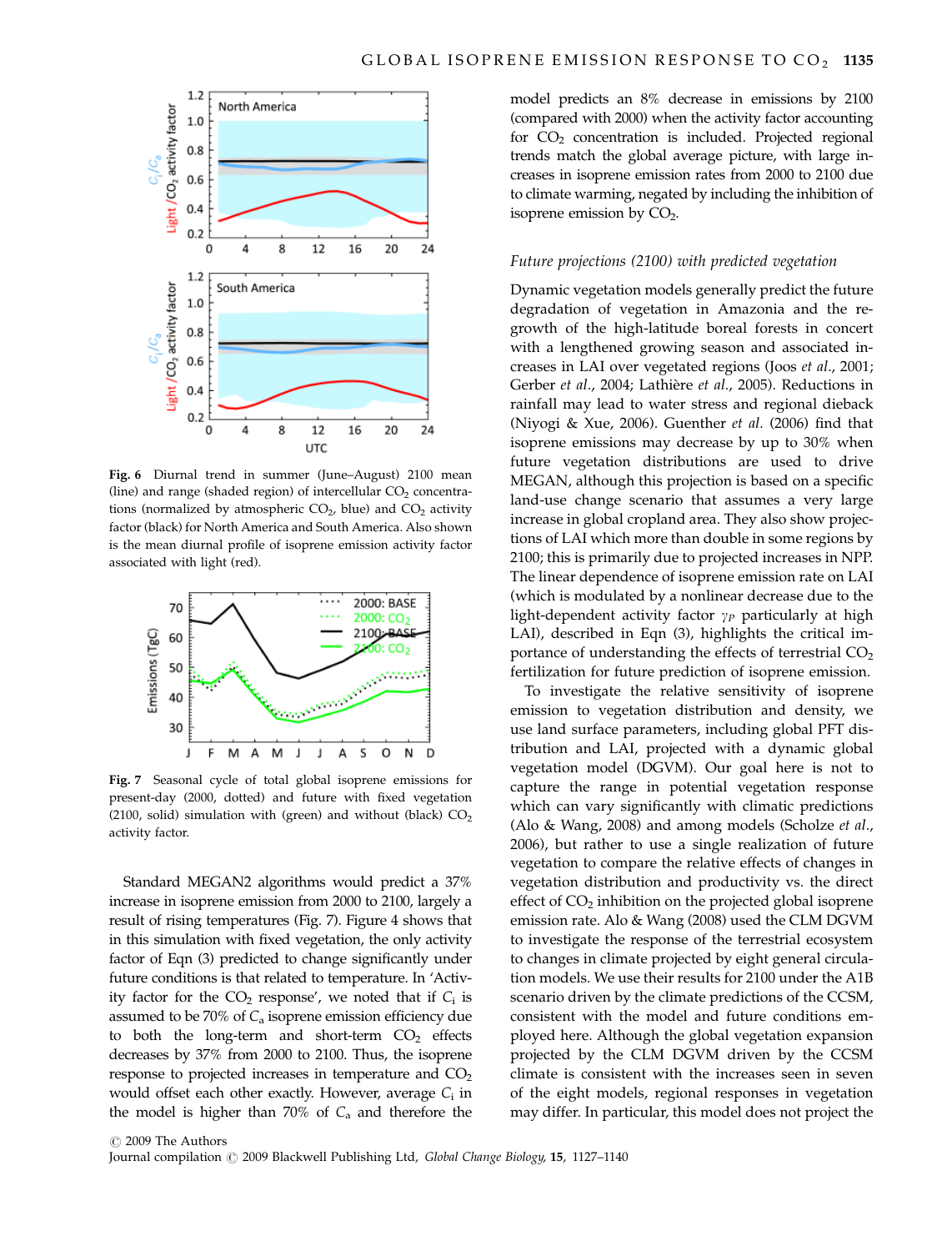Fig. 6 Diurnal trend in summer (June–August) 2100 mean (line) and range (shaded region) of intercellular $CO_2$ concentrations (normalized by atmospheric $CO_2$, blue) and $CO_2$ activity factor (black) for North America and South America. Also shown is the mean diurnal profile of isoprene emission activity factor associated with light (red).

Fig. 7 Seasonal cycle of total global isoprene emissions for present-day (2000, dotted) and future with fixed vegetation (2100, solid) simulation with (green) and without (black) $CO_2$ activity factor.

Standard MEGAN2 algorithms would predict a 37% increase in isoprene emission from 2000 to 2100, largely a result of rising temperatures (Fig. 7). Figure 4 shows that in this simulation with fixed vegetation, the only activity factor of Eqn (3) predicted to change significantly under future conditions is that related to temperature. In 'Activity factor for the $CO_2$ response', we noted that if $C_i$ is assumed to be 70% of $C_a$ isoprene emission efficiency due to both the long-term and short-term $CO_2$ effects decreases by 37% from 2000 to 2100. Thus, the isoprene response to projected increases in temperature and $CO_2$ would offset each other exactly. However, average $C_i$ in the model is higher than 70% of $C_a$ and therefore the model predicts an 8% decrease in emissions by 2100 (compared with 2000) when the activity factor accounting for $CO_2$ concentration is included. Projected regional trends match the global average picture, with large increases in isoprene emission rates from 2000 to 2100 due to climate warming, negated by including the inhibition of isoprene emission by $CO_2$.

### *Future projections (2100) with predicted vegetation*

Dynamic vegetation models generally predict the future degradation of vegetation in Amazonia and the regrowth of the high-latitude boreal forests in concert with a lengthened growing season and associated increases in LAI over vegetated regions (Joos *et al.*, 2001; Gerber *et al.*, 2004; Lathière *et al.*, 2005). Reductions in rainfall may lead to water stress and regional dieback (Niyogi & Xue, 2006). Guenther *et al.* (2006) find that isoprene emissions may decrease by up to 30% when future vegetation distributions are used to drive MEGAN, although this projection is based on a specific land-use change scenario that assumes a very large increase in global cropland area. They also show projections of LAI which more than double in some regions by 2100; this is primarily due to projected increases in NPP. The linear dependence of isoprene emission rate on LAI (which is modulated by a nonlinear decrease due to the light-dependent activity factor $\gamma_P$ particularly at high LAI), described in Eqn (3), highlights the critical importance of understanding the effects of terrestrial $CO_2$ fertilization for future prediction of isoprene emission.

To investigate the relative sensitivity of isoprene emission to vegetation distribution and density, we use land surface parameters, including global PFT distribution and LAI, projected with a dynamic global vegetation model (DGVM). Our goal here is not to capture the range in potential vegetation response which can vary significantly with climatic predictions (Alo & Wang, 2008) and among models (Scholze *et al.*, 2006), but rather to use a single realization of future vegetation to compare the relative effects of changes in vegetation distribution and productivity vs. the direct effect of $CO_2$ inhibition on the projected global isoprene emission rate. Alo & Wang (2008) used the CLM DGVM to investigate the response of the terrestrial ecosystem to changes in climate projected by eight general circulation models. We use their results for 2100 under the A1B scenario driven by the climate predictions of the CCSM, consistent with the model and future conditions employed here. Although the global vegetation expansion projected by the CLM DGVM driven by the CCSM climate is consistent with the increases seen in seven of the eight models, regional responses in vegetation may differ. In particular, this model does not project the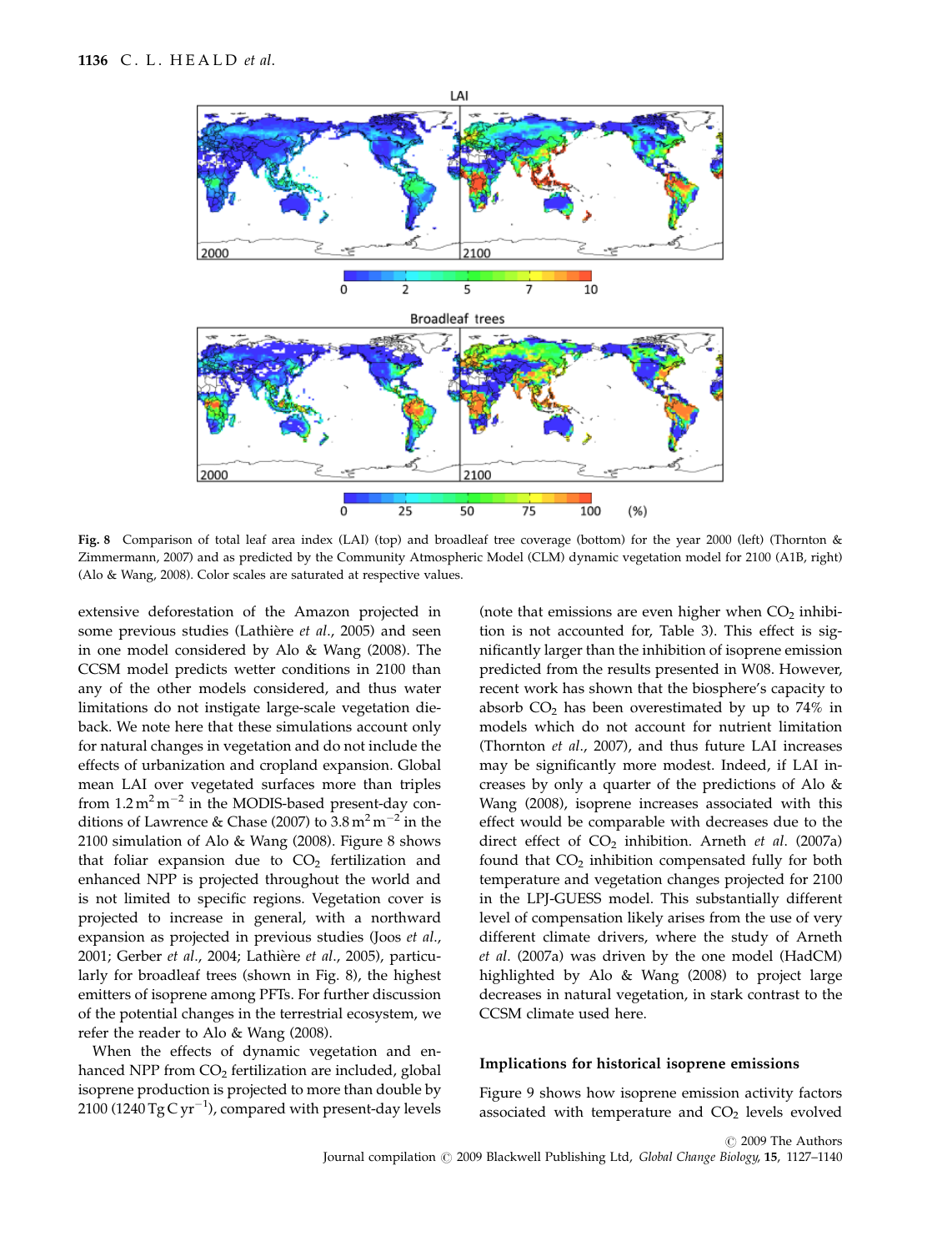**Fig. 8** Comparison of total leaf area index (LAI) (top) and broadleaf tree coverage (bottom) for the year 2000 (left) (Thornton & Zimmermann, 2007) and as predicted by the Community Atmospheric Model (CLM) dynamic vegetation model for 2100 (A1B, right) (Alo & Wang, 2008). Color scales are saturated at respective values.

extensive deforestation of the Amazon projected in some previous studies (Lathière *et al*., 2005) and seen in one model considered by Alo & Wang (2008). The CCSM model predicts wetter conditions in 2100 than any of the other models considered, and thus water limitations do not instigate large-scale vegetation dieback. We note here that these simulations account only for natural changes in vegetation and do not include the effects of urbanization and cropland expansion. Global mean LAI over vegetated surfaces more than triples from $1.2\,m^2\,m^{-2}$ in the MODIS-based present-day conditions of Lawrence & Chase (2007) to $3.8\,m^2\,m^{-2}$ in the 2100 simulation of Alo & Wang (2008). Figure 8 shows that foliar expansion due to $CO_2$ fertilization and enhanced NPP is projected throughout the world and is not limited to specific regions. Vegetation cover is projected to increase in general, with a northward expansion as projected in previous studies (Joos *et al*., 2001; Gerber *et al*., 2004; Lathière *et al*., 2005), particularly for broadleaf trees (shown in Fig. 8), the highest emitters of isoprene among PFTs. For further discussion of the potential changes in the terrestrial ecosystem, we refer the reader to Alo & Wang (2008).

When the effects of dynamic vegetation and enhanced NPP from $CO_2$ fertilization are included, global isoprene production is projected to more than double by 2100 ($1240\,Tg\,C\,yr^{-1}$), compared with present-day levels (note that emissions are even higher when $CO_2$ inhibition is not accounted for, Table 3). This effect is significantly larger than the inhibition of isoprene emission predicted from the results presented in W08. However, recent work has shown that the biosphere's capacity to absorb $CO_2$ has been overestimated by up to 74% in models which do not account for nutrient limitation (Thornton *et al*., 2007), and thus future LAI increases may be significantly more modest. Indeed, if LAI increases by only a quarter of the predictions of Alo & Wang (2008), isoprene increases associated with this effect would be comparable with decreases due to the direct effect of $CO_2$ inhibition. Arneth *et al*. (2007a) found that $CO_2$ inhibition compensated fully for both temperature and vegetation changes projected for 2100 in the LPJ-GUESS model. This substantially different level of compensation likely arises from the use of very different climate drivers, where the study of Arneth *et al*. (2007a) was driven by the one model (HadCM) highlighted by Alo & Wang (2008) to project large decreases in natural vegetation, in stark contrast to the CCSM climate used here.

## Implications for historical isoprene emissions

Figure 9 shows how isoprene emission activity factors associated with temperature and $CO_2$ levels evolved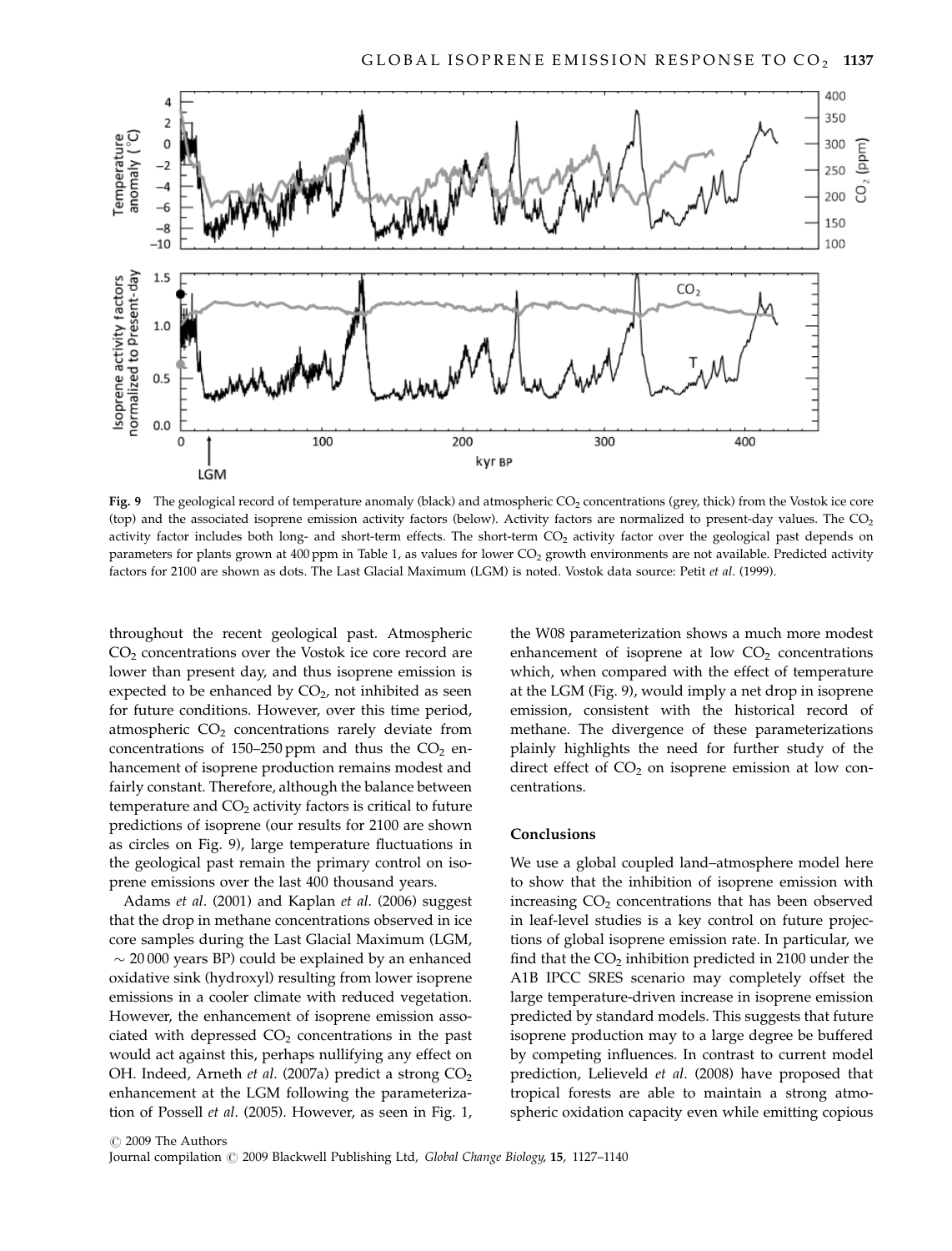Fig. 9 The geological record of temperature anomaly (black) and atmospheric $CO_2$ concentrations (grey, thick) from the Vostok ice core (top) and the associated isoprene emission activity factors (below). Activity factors are normalized to present-day values. The $CO_2$ activity factor includes both long- and short-term effects. The short-term $CO_2$ activity factor over the geological past depends on parameters for plants grown at 400 ppm in Table 1, as values for lower $CO_2$ growth environments are not available. Predicted activity factors for 2100 are shown as dots. The Last Glacial Maximum (LGM) is noted. Vostok data source: Petit *et al*. (1999).

throughout the recent geological past. Atmospheric $CO_2$ concentrations over the Vostok ice core record are lower than present day, and thus isoprene emission is expected to be enhanced by $CO_2$, not inhibited as seen for future conditions. However, over this time period, atmospheric $CO_2$ concentrations rarely deviate from concentrations of 150–250 ppm and thus the $CO_2$ enhancement of isoprene production remains modest and fairly constant. Therefore, although the balance between temperature and $CO_2$ activity factors is critical to future predictions of isoprene (our results for 2100 are shown as circles on Fig. 9), large temperature fluctuations in the geological past remain the primary control on isoprene emissions over the last 400 thousand years.

Adams *et al*. (2001) and Kaplan *et al*. (2006) suggest that the drop in methane concentrations observed in ice core samples during the Last Glacial Maximum (LGM, $\sim$ 20 000 years BP) could be explained by an enhanced oxidative sink (hydroxyl) resulting from lower isoprene emissions in a cooler climate with reduced vegetation. However, the enhancement of isoprene emission associated with depressed $CO_2$ concentrations in the past would act against this, perhaps nullifying any effect on OH. Indeed, Arneth *et al*. (2007a) predict a strong $CO_2$ enhancement at the LGM following the parameterization of Possell *et al*. (2005). However, as seen in Fig. 1, the W08 parameterization shows a much more modest enhancement of isoprene at low $CO_2$ concentrations which, when compared with the effect of temperature at the LGM (Fig. 9), would imply a net drop in isoprene emission, consistent with the historical record of methane. The divergence of these parameterizations plainly highlights the need for further study of the direct effect of $CO_2$ on isoprene emission at low concentrations.

## Conclusions

We use a global coupled land–atmosphere model here to show that the inhibition of isoprene emission with increasing $CO_2$ concentrations that has been observed in leaf-level studies is a key control on future projections of global isoprene emission rate. In particular, we find that the $CO_2$ inhibition predicted in 2100 under the A1B IPCC SRES scenario may completely offset the large temperature-driven increase in isoprene emission predicted by standard models. This suggests that future isoprene production may to a large degree be buffered by competing influences. In contrast to current model prediction, Lelieveld *et al*. (2008) have proposed that tropical forests are able to maintain a strong atmospheric oxidation capacity even while emitting copious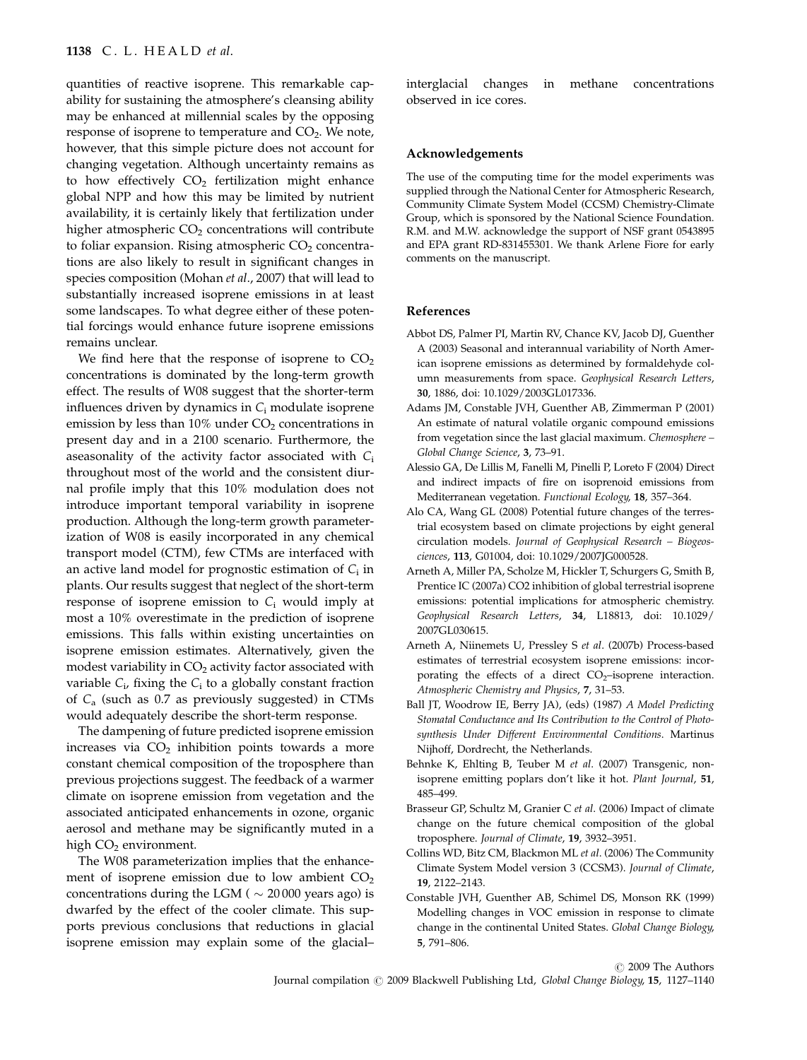quantities of reactive isoprene. This remarkable capability for sustaining the atmosphere's cleansing ability may be enhanced at millennial scales by the opposing response of isoprene to temperature and $CO_2$. We note, however, that this simple picture does not account for changing vegetation. Although uncertainty remains as to how effectively $CO_2$ fertilization might enhance global NPP and how this may be limited by nutrient availability, it is certainly likely that fertilization under higher atmospheric $CO_2$ concentrations will contribute to foliar expansion. Rising atmospheric $CO_2$ concentrations are also likely to result in significant changes in species composition (Mohan *et al*., 2007) that will lead to substantially increased isoprene emissions in at least some landscapes. To what degree either of these potential forcings would enhance future isoprene emissions remains unclear.

We find here that the response of isoprene to $CO_2$ concentrations is dominated by the long-term growth effect. The results of W08 suggest that the shorter-term influences driven by dynamics in $C_i$ modulate isoprene emission by less than 10% under $CO_2$ concentrations in present day and in a 2100 scenario. Furthermore, the aseasonality of the activity factor associated with $C_i$ throughout most of the world and the consistent diurnal profile imply that this 10% modulation does not introduce important temporal variability in isoprene production. Although the long-term growth parameterization of W08 is easily incorporated in any chemical transport model (CTM), few CTMs are interfaced with an active land model for prognostic estimation of $C_i$ in plants. Our results suggest that neglect of the short-term response of isoprene emission to $C_i$ would imply at most a 10% overestimate in the prediction of isoprene emissions. This falls within existing uncertainties on isoprene emission estimates. Alternatively, given the modest variability in $CO_2$ activity factor associated with variable $C_i$, fixing the $C_i$ to a globally constant fraction of $C_a$ (such as 0.7 as previously suggested) in CTMs would adequately describe the short-term response.

The dampening of future predicted isoprene emission increases via $CO_2$ inhibition points towards a more constant chemical composition of the troposphere than previous projections suggest. The feedback of a warmer climate on isoprene emission from vegetation and the associated anticipated enhancements in ozone, organic aerosol and methane may be significantly muted in a high $CO_2$ environment.

The W08 parameterization implies that the enhancement of isoprene emission due to low ambient $CO_2$ concentrations during the LGM ( $\sim$ 20 000 years ago) is dwarfed by the effect of the cooler climate. This supports previous conclusions that reductions in glacial isoprene emission may explain some of the glacial–interglacial changes in methane concentrations observed in ice cores.

## Acknowledgements

The use of the computing time for the model experiments was supplied through the National Center for Atmospheric Research, Community Climate System Model (CCSM) Chemistry-Climate Group, which is sponsored by the National Science Foundation. R.M. and M.W. acknowledge the support of NSF grant 0543895 and EPA grant RD-831455301. We thank Arlene Fiore for early comments on the manuscript.

## References

Abbot DS, Palmer PI, Martin RV, Chance KV, Jacob DJ, Guenther A (2003) Seasonal and interannual variability of North American isoprene emissions as determined by formaldehyde column measurements from space. *Geophysical Research Letters*, **30**, 1886, doi: 10.1029/2003GL017336.

Adams JM, Constable JVH, Guenther AB, Zimmerman P (2001) An estimate of natural volatile organic compound emissions from vegetation since the last glacial maximum. *Chemosphere – Global Change Science*, **3**, 73–91.

Alessio GA, De Lillis M, Fanelli M, Pinelli P, Loreto F (2004) Direct and indirect impacts of fire on isoprenoid emissions from Mediterranean vegetation. *Functional Ecology*, **18**, 357–364.

Alo CA, Wang GL (2008) Potential future changes of the terrestrial ecosystem based on climate projections by eight general circulation models. *Journal of Geophysical Research – Biogeosciences*, **113**, G01004, doi: 10.1029/2007JG000528.

Arneth A, Miller PA, Scholze M, Hickler T, Schurgers G, Smith B, Prentice IC (2007a) CO2 inhibition of global terrestrial isoprene emissions: potential implications for atmospheric chemistry. *Geophysical Research Letters*, **34**, L18813, doi: 10.1029/2007GL030615.

Arneth A, Niinemets U, Pressley S *et al*. (2007b) Process-based estimates of terrestrial ecosystem isoprene emissions: incorporating the effects of a direct $CO_2$–isoprene interaction. *Atmospheric Chemistry and Physics*, **7**, 31–53.

Ball JT, Woodrow IE, Berry JA), (eds) (1987) *A Model Predicting Stomatal Conductance and Its Contribution to the Control of Photosynthesis Under Different Environmental Conditions*. Martinus Nijhoff, Dordrecht, the Netherlands.

Behnke K, Ehlting B, Teuber M *et al*. (2007) Transgenic, non-isoprene emitting poplars don't like it hot. *Plant Journal*, **51**, 485–499.

Brasseur GP, Schultz M, Granier C *et al*. (2006) Impact of climate change on the future chemical composition of the global troposphere. *Journal of Climate*, **19**, 3932–3951.

Collins WD, Bitz CM, Blackmon ML *et al*. (2006) The Community Climate System Model version 3 (CCSM3). *Journal of Climate*, **19**, 2122–2143.

Constable JVH, Guenther AB, Schimel DS, Monson RK (1999) Modelling changes in VOC emission in response to climate change in the continental United States. *Global Change Biology*, **5**, 791–806.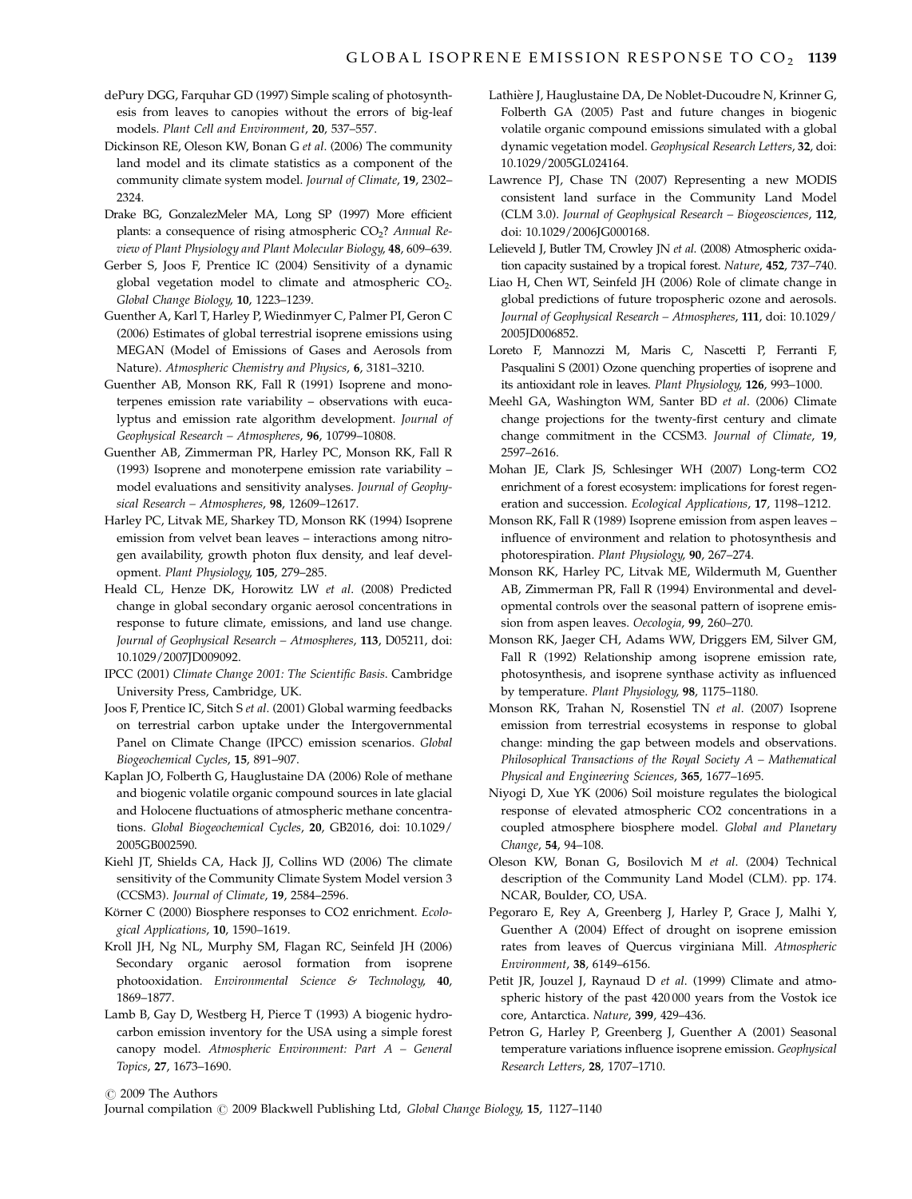dePury DGG, Farquhar GD (1997) Simple scaling of photosynthesis from leaves to canopies without the errors of big-leaf models. *Plant Cell and Environment*, **20**, 537–557.

Dickinson RE, Oleson KW, Bonan G *et al.* (2006) The community land model and its climate statistics as a component of the community climate system model. *Journal of Climate*, **19**, 2302–2324.

Drake BG, GonzalezMeler MA, Long SP (1997) More efficient plants: a consequence of rising atmospheric $CO_2$? *Annual Review of Plant Physiology and Plant Molecular Biology*, **48**, 609–639.

Gerber S, Joos F, Prentice IC (2004) Sensitivity of a dynamic global vegetation model to climate and atmospheric $CO_2$. *Global Change Biology*, **10**, 1223–1239.

Guenther A, Karl T, Harley P, Wiedinmyer C, Palmer PI, Geron C (2006) Estimates of global terrestrial isoprene emissions using MEGAN (Model of Emissions of Gases and Aerosols from Nature). *Atmospheric Chemistry and Physics*, **6**, 3181–3210.

Guenther AB, Monson RK, Fall R (1991) Isoprene and monoterpenes emission rate variability – observations with eucalyptus and emission rate algorithm development. *Journal of Geophysical Research – Atmospheres*, **96**, 10799–10808.

Guenther AB, Zimmerman PR, Harley PC, Monson RK, Fall R (1993) Isoprene and monoterpene emission rate variability – model evaluations and sensitivity analyses. *Journal of Geophysical Research – Atmospheres*, **98**, 12609–12617.

Harley PC, Litvak ME, Sharkey TD, Monson RK (1994) Isoprene emission from velvet bean leaves – interactions among nitrogen availability, growth photon flux density, and leaf development. *Plant Physiology*, **105**, 279–285.

Heald CL, Henze DK, Horowitz LW *et al.* (2008) Predicted change in global secondary organic aerosol concentrations in response to future climate, emissions, and land use change. *Journal of Geophysical Research – Atmospheres*, **113**, D05211, doi: 10.1029/2007JD009092.

IPCC (2001) *Climate Change 2001: The Scientific Basis*. Cambridge University Press, Cambridge, UK.

Joos F, Prentice IC, Sitch S *et al.* (2001) Global warming feedbacks on terrestrial carbon uptake under the Intergovernmental Panel on Climate Change (IPCC) emission scenarios. *Global Biogeochemical Cycles*, **15**, 891–907.

Kaplan JO, Folberth G, Hauglustaine DA (2006) Role of methane and biogenic volatile organic compound sources in late glacial and Holocene fluctuations of atmospheric methane concentrations. *Global Biogeochemical Cycles*, **20**, GB2016, doi: 10.1029/2005GB002590.

Kiehl JT, Shields CA, Hack JJ, Collins WD (2006) The climate sensitivity of the Community Climate System Model version 3 (CCSM3). *Journal of Climate*, **19**, 2584–2596.

Körner C (2000) Biosphere responses to CO2 enrichment. *Ecological Applications*, **10**, 1590–1619.

Kroll JH, Ng NL, Murphy SM, Flagan RC, Seinfeld JH (2006) Secondary organic aerosol formation from isoprene photooxidation. *Environmental Science & Technology*, **40**, 1869–1877.

Lamb B, Gay D, Westberg H, Pierce T (1993) A biogenic hydrocarbon emission inventory for the USA using a simple forest canopy model. *Atmospheric Environment: Part A – General Topics*, **27**, 1673–1690.

Lathière J, Hauglustaine DA, De Noblet-Ducoudre N, Krinner G, Folberth GA (2005) Past and future changes in biogenic volatile organic compound emissions simulated with a global dynamic vegetation model. *Geophysical Research Letters*, **32**, doi: 10.1029/2005GL024164.

Lawrence PJ, Chase TN (2007) Representing a new MODIS consistent land surface in the Community Land Model (CLM 3.0). *Journal of Geophysical Research – Biogeosciences*, **112**, doi: 10.1029/2006JG000168.

Lelieveld J, Butler TM, Crowley JN *et al.* (2008) Atmospheric oxidation capacity sustained by a tropical forest. *Nature*, **452**, 737–740.

Liao H, Chen WT, Seinfeld JH (2006) Role of climate change in global predictions of future tropospheric ozone and aerosols. *Journal of Geophysical Research – Atmospheres*, **111**, doi: 10.1029/2005JD006852.

Loreto F, Mannozzi M, Maris C, Nascetti P, Ferranti F, Pasqualini S (2001) Ozone quenching properties of isoprene and its antioxidant role in leaves. *Plant Physiology*, **126**, 993–1000.

Meehl GA, Washington WM, Santer BD *et al.* (2006) Climate change projections for the twenty-first century and climate change commitment in the CCSM3. *Journal of Climate*, **19**, 2597–2616.

Mohan JE, Clark JS, Schlesinger WH (2007) Long-term CO2 enrichment of a forest ecosystem: implications for forest regeneration and succession. *Ecological Applications*, **17**, 1198–1212.

Monson RK, Fall R (1989) Isoprene emission from aspen leaves – influence of environment and relation to photosynthesis and photorespiration. *Plant Physiology*, **90**, 267–274.

Monson RK, Harley PC, Litvak ME, Wildermuth M, Guenther AB, Zimmerman PR, Fall R (1994) Environmental and developmental controls over the seasonal pattern of isoprene emission from aspen leaves. *Oecologia*, **99**, 260–270.

Monson RK, Jaeger CH, Adams WW, Driggers EM, Silver GM, Fall R (1992) Relationship among isoprene emission rate, photosynthesis, and isoprene synthase activity as influenced by temperature. *Plant Physiology*, **98**, 1175–1180.

Monson RK, Trahan N, Rosenstiel TN *et al.* (2007) Isoprene emission from terrestrial ecosystems in response to global change: minding the gap between models and observations. *Philosophical Transactions of the Royal Society A – Mathematical Physical and Engineering Sciences*, **365**, 1677–1695.

Niyogi D, Xue YK (2006) Soil moisture regulates the biological response of elevated atmospheric CO2 concentrations in a coupled atmosphere biosphere model. *Global and Planetary Change*, **54**, 94–108.

Oleson KW, Bonan G, Bosilovich M *et al.* (2004) Technical description of the Community Land Model (CLM). pp. 174. NCAR, Boulder, CO, USA.

Pegoraro E, Rey A, Greenberg J, Harley P, Grace J, Malhi Y, Guenther A (2004) Effect of drought on isoprene emission rates from leaves of Quercus virginiana Mill. *Atmospheric Environment*, **38**, 6149–6156.

Petit JR, Jouzel J, Raynaud D *et al.* (1999) Climate and atmospheric history of the past 420 000 years from the Vostok ice core, Antarctica. *Nature*, **399**, 429–436.

Petron G, Harley P, Greenberg J, Guenther A (2001) Seasonal temperature variations influence isoprene emission. *Geophysical Research Letters*, **28**, 1707–1710.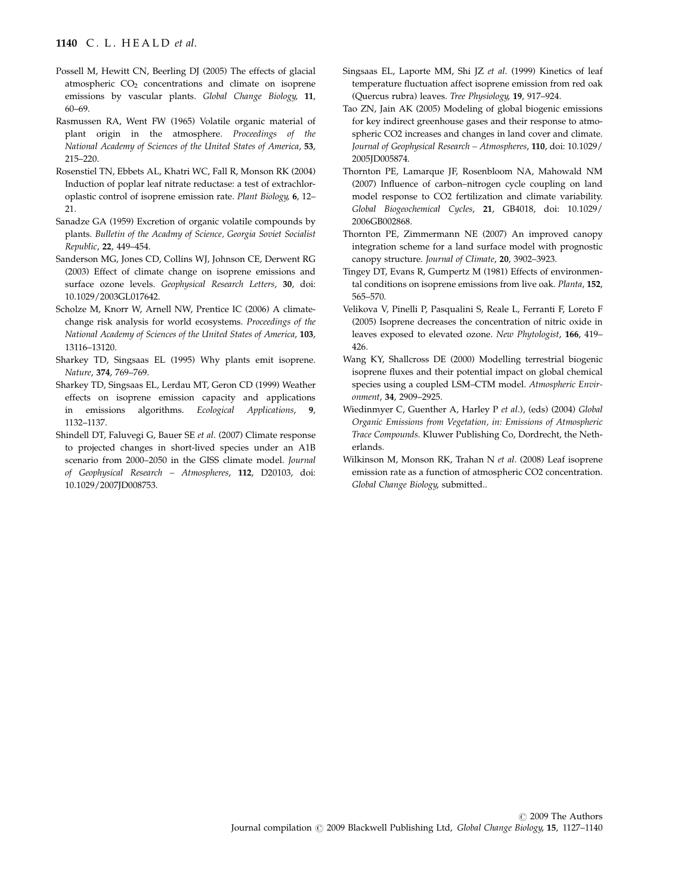Possell M, Hewitt CN, Beerling DJ (2005) The effects of glacial atmospheric $CO_2$ concentrations and climate on isoprene emissions by vascular plants. *Global Change Biology*, **11**, 60–69.

Rasmussen RA, Went FW (1965) Volatile organic material of plant origin in the atmosphere. *Proceedings of the National Academy of Sciences of the United States of America*, **53**, 215–220.

Rosenstiel TN, Ebbets AL, Khatri WC, Fall R, Monson RK (2004) Induction of poplar leaf nitrate reductase: a test of extrachloroplastic control of isoprene emission rate. *Plant Biology*, **6**, 12–21.

Sanadze GA (1959) Excretion of organic volatile compounds by plants. *Bulletin of the Acadmy of Science, Georgia Soviet Socialist Republic*, **22**, 449–454.

Sanderson MG, Jones CD, Collins WJ, Johnson CE, Derwent RG (2003) Effect of climate change on isoprene emissions and surface ozone levels. *Geophysical Research Letters*, **30**, doi: 10.1029/2003GL017642.

Scholze M, Knorr W, Arnell NW, Prentice IC (2006) A climate-change risk analysis for world ecosystems. *Proceedings of the National Academy of Sciences of the United States of America*, **103**, 13116–13120.

Sharkey TD, Singsaas EL (1995) Why plants emit isoprene. *Nature*, **374**, 769–769.

Sharkey TD, Singsaas EL, Lerdau MT, Geron CD (1999) Weather effects on isoprene emission capacity and applications in emissions algorithms. *Ecological Applications*, **9**, 1132–1137.

Shindell DT, Faluvegi G, Bauer SE *et al*. (2007) Climate response to projected changes in short-lived species under an A1B scenario from 2000–2050 in the GISS climate model. *Journal of Geophysical Research – Atmospheres*, **112**, D20103, doi: 10.1029/2007JD008753.

Singsaas EL, Laporte MM, Shi JZ *et al*. (1999) Kinetics of leaf temperature fluctuation affect isoprene emission from red oak (Quercus rubra) leaves. *Tree Physiology*, **19**, 917–924.

Tao ZN, Jain AK (2005) Modeling of global biogenic emissions for key indirect greenhouse gases and their response to atmospheric CO2 increases and changes in land cover and climate. *Journal of Geophysical Research – Atmospheres*, **110**, doi: 10.1029/2005JD005874.

Thornton PE, Lamarque JF, Rosenbloom NA, Mahowald NM (2007) Influence of carbon–nitrogen cycle coupling on land model response to CO2 fertilization and climate variability. *Global Biogeochemical Cycles*, **21**, GB4018, doi: 10.1029/2006GB002868.

Thornton PE, Zimmermann NE (2007) An improved canopy integration scheme for a land surface model with prognostic canopy structure. *Journal of Climate*, **20**, 3902–3923.

Tingey DT, Evans R, Gumpertz M (1981) Effects of environmental conditions on isoprene emissions from live oak. *Planta*, **152**, 565–570.

Velikova V, Pinelli P, Pasqualini S, Reale L, Ferranti F, Loreto F (2005) Isoprene decreases the concentration of nitric oxide in leaves exposed to elevated ozone. *New Phytologist*, **166**, 419–426.

Wang KY, Shallcross DE (2000) Modelling terrestrial biogenic isoprene fluxes and their potential impact on global chemical species using a coupled LSM–CTM model. *Atmospheric Environment*, **34**, 2909–2925.

Wiedinmyer C, Guenther A, Harley P *et al*.), (eds) (2004) *Global Organic Emissions from Vegetation, in: Emissions of Atmospheric Trace Compounds*. Kluwer Publishing Co, Dordrecht, the Netherlands.

Wilkinson M, Monson RK, Trahan N *et al*. (2008) Leaf isoprene emission rate as a function of atmospheric CO2 concentration. *Global Change Biology*, submitted..